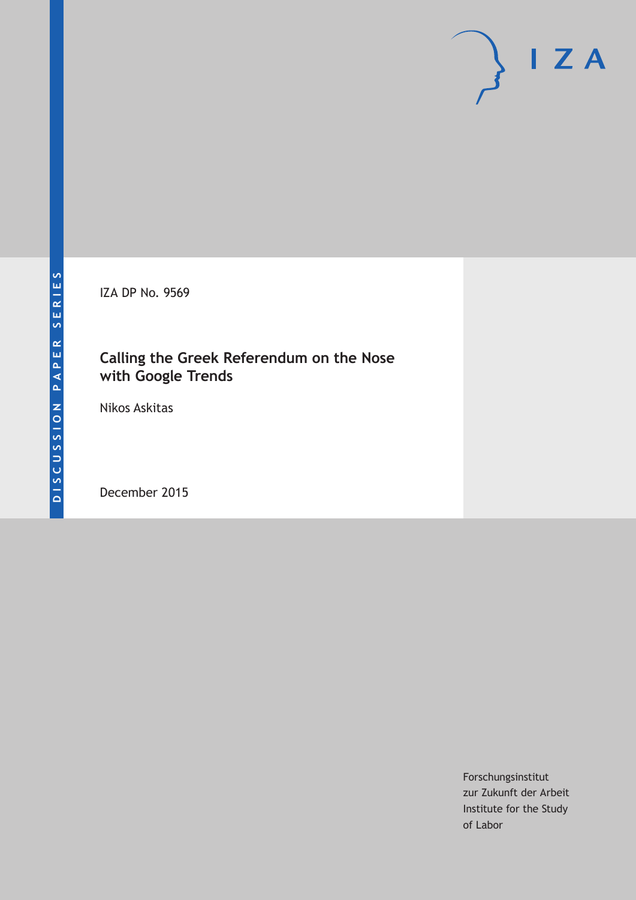DISCUSSION PAPER SERIES

IZA DP No. 9569

# Calling the Greek Referendum on the Nose with Google Trends

Nikos Askitas

December 2015

Forschungsinstitut
zur Zukunft der Arbeit
Institute for the Study
of Labor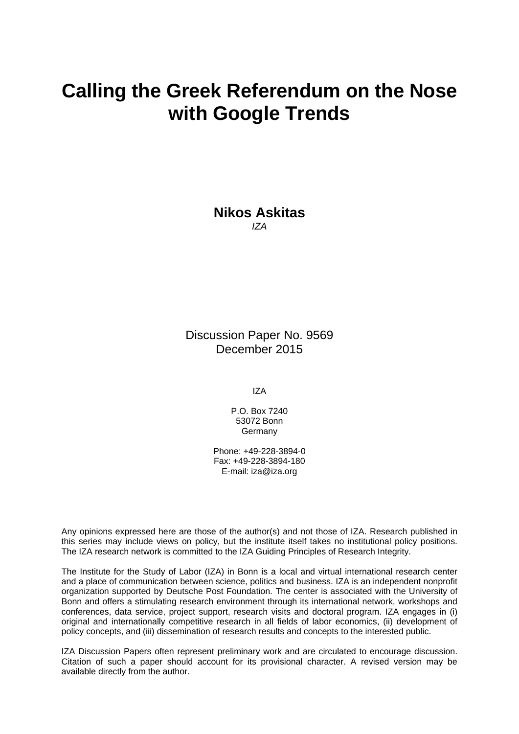# Calling the Greek Referendum on the Nose with Google Trends

**Nikos Askitas**  
*IZA*

Discussion Paper No. 9569  
December 2015

IZA

P.O. Box 7240  
53072 Bonn  
Germany

Phone: +49-228-3894-0  
Fax: +49-228-3894-180  
E-mail: iza@iza.org

Any opinions expressed here are those of the author(s) and not those of IZA. Research published in this series may include views on policy, but the institute itself takes no institutional policy positions. The IZA research network is committed to the IZA Guiding Principles of Research Integrity.

The Institute for the Study of Labor (IZA) in Bonn is a local and virtual international research center and a place of communication between science, politics and business. IZA is an independent nonprofit organization supported by Deutsche Post Foundation. The center is associated with the University of Bonn and offers a stimulating research environment through its international network, workshops and conferences, data service, project support, research visits and doctoral program. IZA engages in (i) original and internationally competitive research in all fields of labor economics, (ii) development of policy concepts, and (iii) dissemination of research results and concepts to the interested public.

IZA Discussion Papers often represent preliminary work and are circulated to encourage discussion. Citation of such a paper should account for its provisional character. A revised version may be available directly from the author.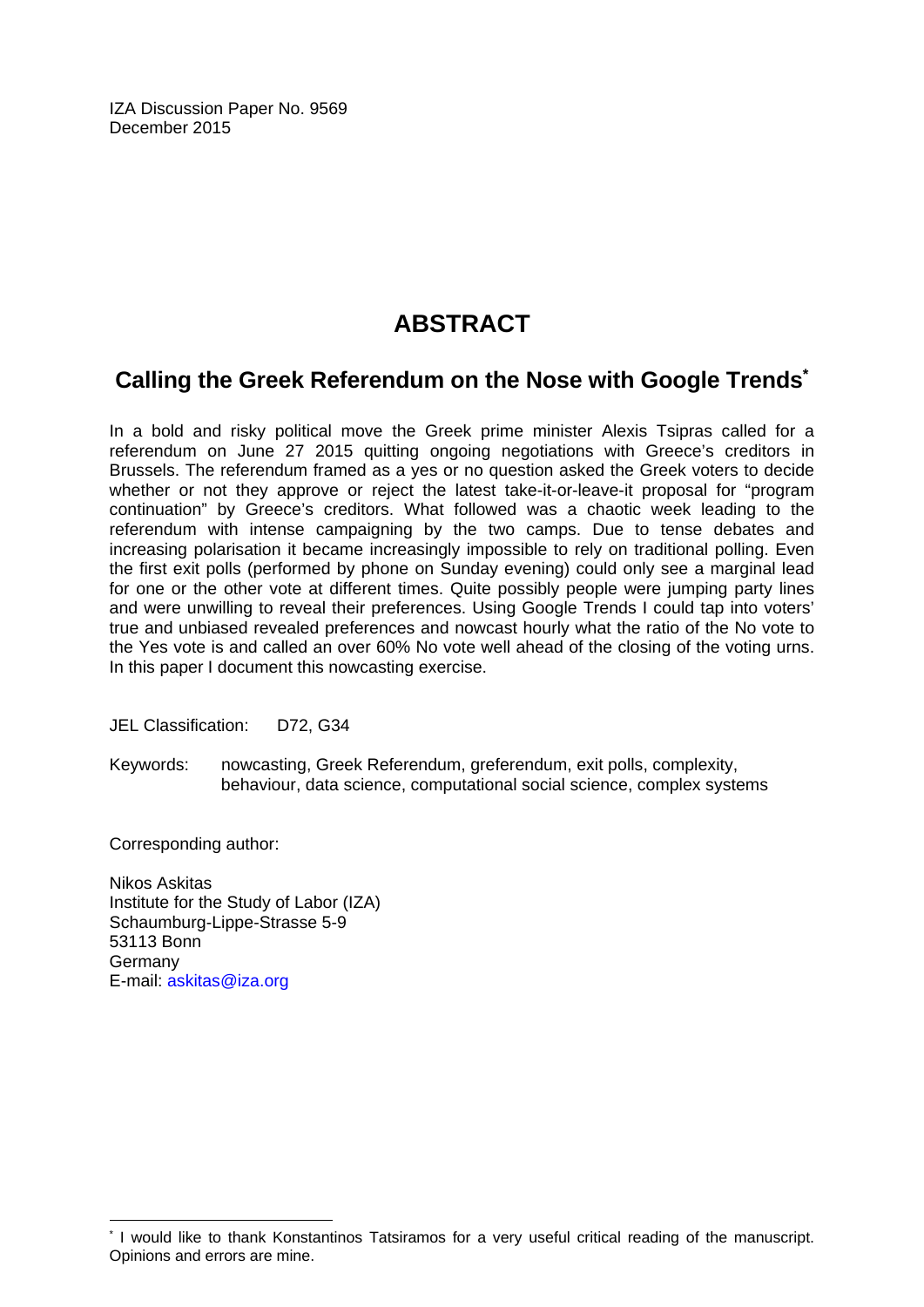IZA Discussion Paper No. 9569
December 2015

# ABSTRACT

## Calling the Greek Referendum on the Nose with Google Trends[*]

In a bold and risky political move the Greek prime minister Alexis Tsipras called for a referendum on June 27 2015 quitting ongoing negotiations with Greece's creditors in Brussels. The referendum framed as a yes or no question asked the Greek voters to decide whether or not they approve or reject the latest take-it-or-leave-it proposal for "program continuation" by Greece's creditors. What followed was a chaotic week leading to the referendum with intense campaigning by the two camps. Due to tense debates and increasing polarisation it became increasingly impossible to rely on traditional polling. Even the first exit polls (performed by phone on Sunday evening) could only see a marginal lead for one or the other vote at different times. Quite possibly people were jumping party lines and were unwilling to reveal their preferences. Using Google Trends I could tap into voters' true and unbiased revealed preferences and nowcast hourly what the ratio of the No vote to the Yes vote is and called an over 60% No vote well ahead of the closing of the voting urns. In this paper I document this nowcasting exercise.

JEL Classification: D72, G34

Keywords: nowcasting, Greek Referendum, greferendum, exit polls, complexity, behaviour, data science, computational social science, complex systems

Corresponding author:

Nikos Askitas
Institute for the Study of Labor (IZA)
Schaumburg-Lippe-Strasse 5-9
53113 Bonn
Germany
E-mail: askitas@iza.org

[*] I would like to thank Konstantinos Tatsiramos for a very useful critical reading of the manuscript. Opinions and errors are mine.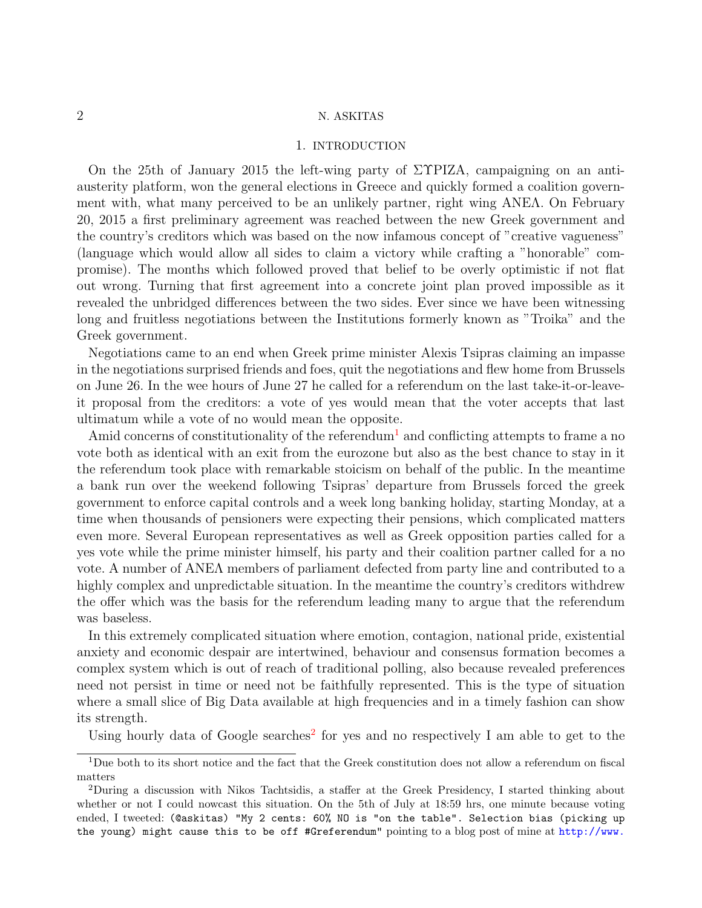## 1. Introduction

On the 25th of January 2015 the left-wing party of ΣΥΡΙΖΑ, campaigning on an anti-austerity platform, won the general elections in Greece and quickly formed a coalition government with, what many perceived to be an unlikely partner, right wing ΑΝΕΛ. On February 20, 2015 a first preliminary agreement was reached between the new Greek government and the country's creditors which was based on the now infamous concept of "creative vagueness" (language which would allow all sides to claim a victory while crafting a "honorable" compromise). The months which followed proved that belief to be overly optimistic if not flat out wrong. Turning that first agreement into a concrete joint plan proved impossible as it revealed the unbridged differences between the two sides. Ever since we have been witnessing long and fruitless negotiations between the Institutions formerly known as "Troika" and the Greek government.

Negotiations came to an end when Greek prime minister Alexis Tsipras claiming an impasse in the negotiations surprised friends and foes, quit the negotiations and flew home from Brussels on June 26. In the wee hours of June 27 he called for a referendum on the last take-it-or-leave-it proposal from the creditors: a vote of yes would mean that the voter accepts that last ultimatum while a vote of no would mean the opposite.

Amid concerns of constitutionality of the referendum[1] and conflicting attempts to frame a no vote both as identical with an exit from the eurozone but also as the best chance to stay in it the referendum took place with remarkable stoicism on behalf of the public. In the meantime a bank run over the weekend following Tsipras' departure from Brussels forced the greek government to enforce capital controls and a week long banking holiday, starting Monday, at a time when thousands of pensioners were expecting their pensions, which complicated matters even more. Several European representatives as well as Greek opposition parties called for a yes vote while the prime minister himself, his party and their coalition partner called for a no vote. A number of ΑΝΕΛ members of parliament defected from party line and contributed to a highly complex and unpredictable situation. In the meantime the country's creditors withdrew the offer which was the basis for the referendum leading many to argue that the referendum was baseless.

In this extremely complicated situation where emotion, contagion, national pride, existential anxiety and economic despair are intertwined, behaviour and consensus formation becomes a complex system which is out of reach of traditional polling, also because revealed preferences need not persist in time or need not be faithfully represented. This is the type of situation where a small slice of Big Data available at high frequencies and in a timely fashion can show its strength.

Using hourly data of Google searches[2] for yes and no respectively I am able to get to the

---

[1] Due both to its short notice and the fact that the Greek constitution does not allow a referendum on fiscal matters

[2] During a discussion with Nikos Tachtsidis, a staffer at the Greek Presidency, I started thinking about whether or not I could nowcast this situation. On the 5th of July at 18:59 hrs, one minute because voting ended, I tweeted: `(@askitas) "My 2 cents: 60% NO is "on the table". Selection bias (picking up the young) might cause this to be off #Greferendum"` pointing to a blog post of mine at http://www.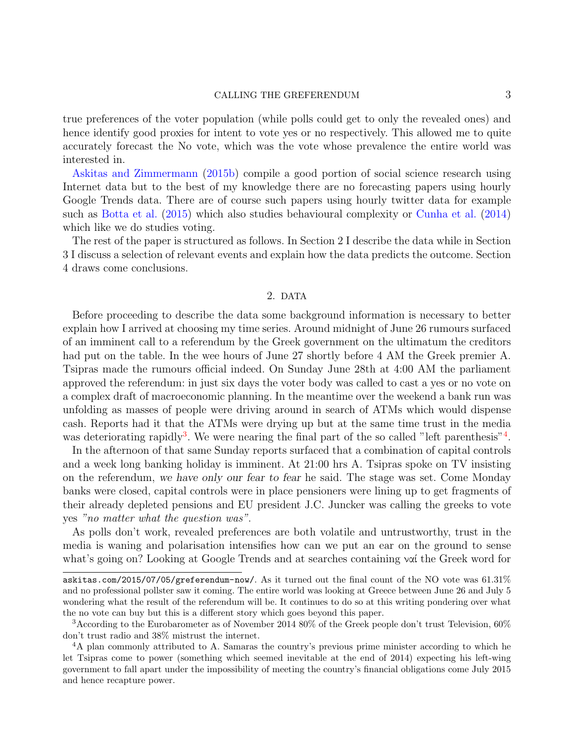true preferences of the voter population (while polls could get to only the revealed ones) and hence identify good proxies for intent to vote yes or no respectively. This allowed me to quite accurately forecast the No vote, which was the vote whose prevalence the entire world was interested in.

Askitas and Zimmermann (2015b) compile a good portion of social science research using Internet data but to the best of my knowledge there are no forecasting papers using hourly Google Trends data. There are of course such papers using hourly twitter data for example such as Botta et al. (2015) which also studies behavioural complexity or Cunha et al. (2014) which like we do studies voting.

The rest of the paper is structured as follows. In Section 2 I describe the data while in Section 3 I discuss a selection of relevant events and explain how the data predicts the outcome. Section 4 draws come conclusions.

## 2. Data

Before proceeding to describe the data some background information is necessary to better explain how I arrived at choosing my time series. Around midnight of June 26 rumours surfaced of an imminent call to a referendum by the Greek government on the ultimatum the creditors had put on the table. In the wee hours of June 27 shortly before 4 AM the Greek premier A. Tsipras made the rumours official indeed. On Sunday June 28th at 4:00 AM the parliament approved the referendum: in just six days the voter body was called to cast a yes or no vote on a complex draft of macroeconomic planning. In the meantime over the weekend a bank run was unfolding as masses of people were driving around in search of ATMs which would dispense cash. Reports had it that the ATMs were drying up but at the same time trust in the media was deteriorating rapidly[3]. We were nearing the final part of the so called "left parenthesis"[4].

In the afternoon of that same Sunday reports surfaced that a combination of capital controls and a week long banking holiday is imminent. At 21:00 hrs A. Tsipras spoke on TV insisting on the referendum, *we have only our fear to fear* he said. The stage was set. Come Monday banks were closed, capital controls were in place pensioners were lining up to get fragments of their already depleted pensions and EU president J.C. Juncker was calling the greeks to vote yes *"no matter what the question was"*.

As polls don't work, revealed preferences are both volatile and untrustworthy, trust in the media is waning and polarisation intensifies how can we put an ear on the ground to sense what's going on? Looking at Google Trends and at searches containing ναί the Greek word for

---

askitas.com/2015/07/05/greferendum-now/. As it turned out the final count of the NO vote was 61.31% and no professional pollster saw it coming. The entire world was looking at Greece between June 26 and July 5 wondering what the result of the referendum will be. It continues to do so at this writing pondering over what the no vote can buy but this is a different story which goes beyond this paper.

[3] According to the Eurobarometer as of November 2014 80% of the Greek people don't trust Television, 60% don't trust radio and 38% mistrust the internet.

[4] A plan commonly attributed to A. Samaras the country's previous prime minister according to which he let Tsipras come to power (something which seemed inevitable at the end of 2014) expecting his left-wing government to fall apart under the impossibility of meeting the country's financial obligations come July 2015 and hence recapture power.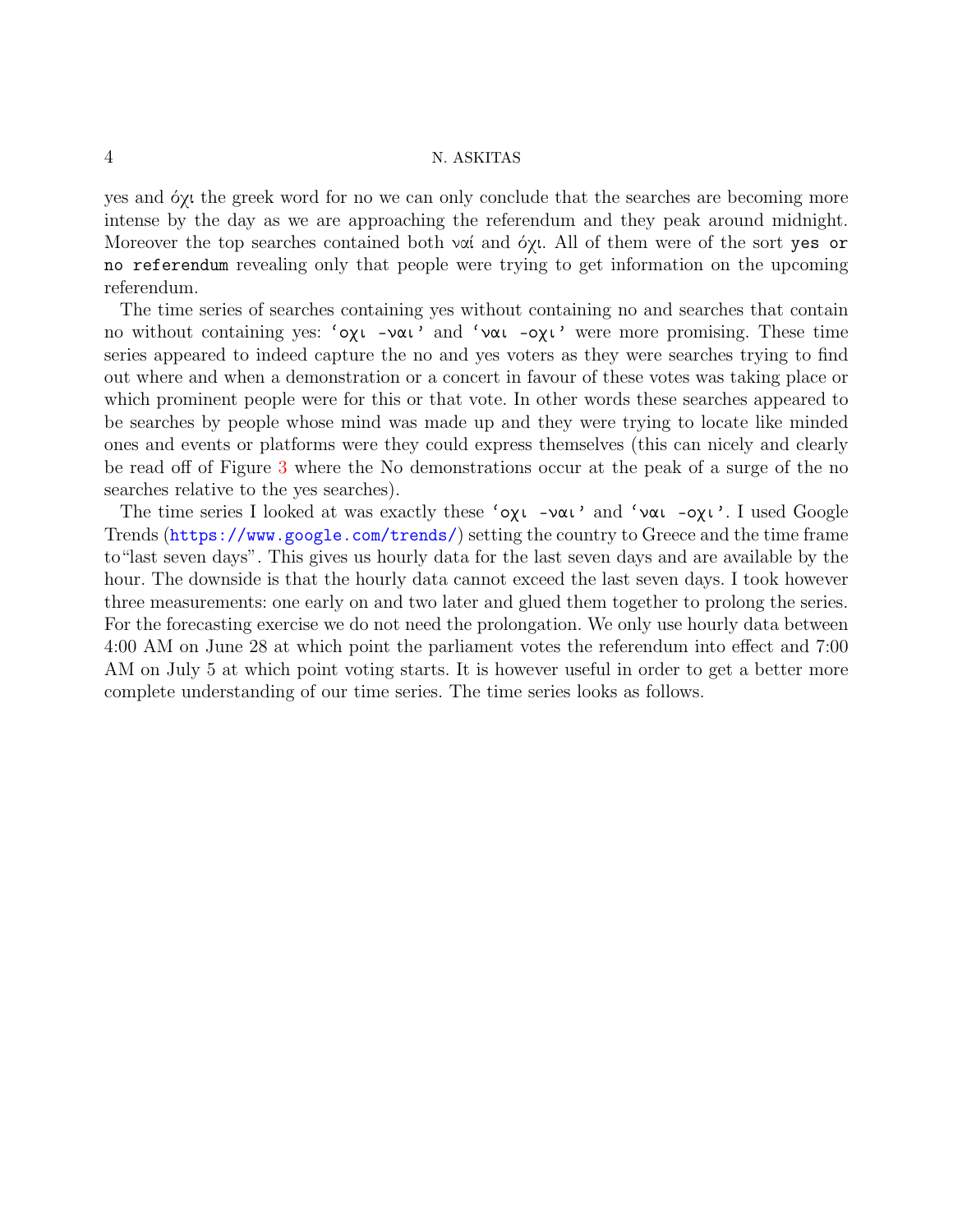yes and όχι the greek word for no we can only conclude that the searches are becoming more intense by the day as we are approaching the referendum and they peak around midnight. Moreover the top searches contained both ναί and όχι. All of them were of the sort `yes or no referendum` revealing only that people were trying to get information on the upcoming referendum.

The time series of searches containing yes without containing no and searches that contain no without containing yes: `'οχι -ναι'` and `'ναι -οχι'` were more promising. These time series appeared to indeed capture the no and yes voters as they were searches trying to find out where and when a demonstration or a concert in favour of these votes was taking place or which prominent people were for this or that vote. In other words these searches appeared to be searches by people whose mind was made up and they were trying to locate like minded ones and events or platforms were they could express themselves (this can nicely and clearly be read off of Figure 3 where the No demonstrations occur at the peak of a surge of the no searches relative to the yes searches).

The time series I looked at was exactly these `'οχι -ναι'` and `'ναι -οχι'`. I used Google Trends (https://www.google.com/trends/) setting the country to Greece and the time frame to"last seven days". This gives us hourly data for the last seven days and are available by the hour. The downside is that the hourly data cannot exceed the last seven days. I took however three measurements: one early on and two later and glued them together to prolong the series. For the forecasting exercise we do not need the prolongation. We only use hourly data between 4:00 AM on June 28 at which point the parliament votes the referendum into effect and 7:00 AM on July 5 at which point voting starts. It is however useful in order to get a better more complete understanding of our time series. The time series looks as follows.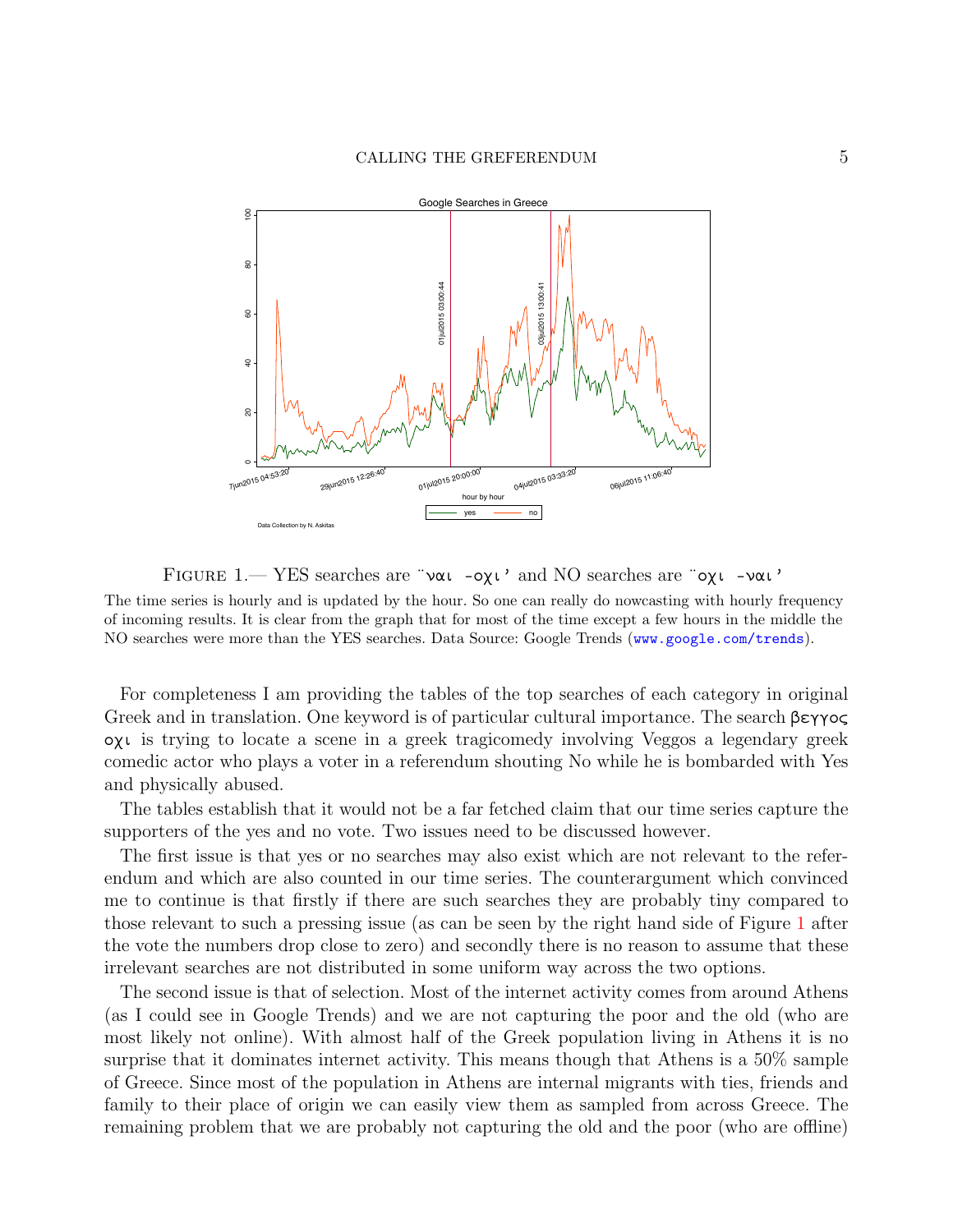Figure 1.— YES searches are ¨ναι -οχι' and NO searches are ¨οχι -ναι'

The time series is hourly and is updated by the hour. So one can really do nowcasting with hourly frequency of incoming results. It is clear from the graph that for most of the time except a few hours in the middle the NO searches were more than the YES searches. Data Source: Google Trends (www.google.com/trends).

For completeness I am providing the tables of the top searches of each category in original Greek and in translation. One keyword is of particular cultural importance. The search βεγγος οχι is trying to locate a scene in a greek tragicomedy involving Veggos a legendary greek comedic actor who plays a voter in a referendum shouting No while he is bombarded with Yes and physically abused.

The tables establish that it would not be a far fetched claim that our time series capture the supporters of the yes and no vote. Two issues need to be discussed however.

The first issue is that yes or no searches may also exist which are not relevant to the referendum and which are also counted in our time series. The counterargument which convinced me to continue is that firstly if there are such searches they are probably tiny compared to those relevant to such a pressing issue (as can be seen by the right hand side of Figure 1 after the vote the numbers drop close to zero) and secondly there is no reason to assume that these irrelevant searches are not distributed in some uniform way across the two options.

The second issue is that of selection. Most of the internet activity comes from around Athens (as I could see in Google Trends) and we are not capturing the poor and the old (who are most likely not online). With almost half of the Greek population living in Athens it is no surprise that it dominates internet activity. This means though that Athens is a 50% sample of Greece. Since most of the population in Athens are internal migrants with ties, friends and family to their place of origin we can easily view them as sampled from across Greece. The remaining problem that we are probably not capturing the old and the poor (who are offline)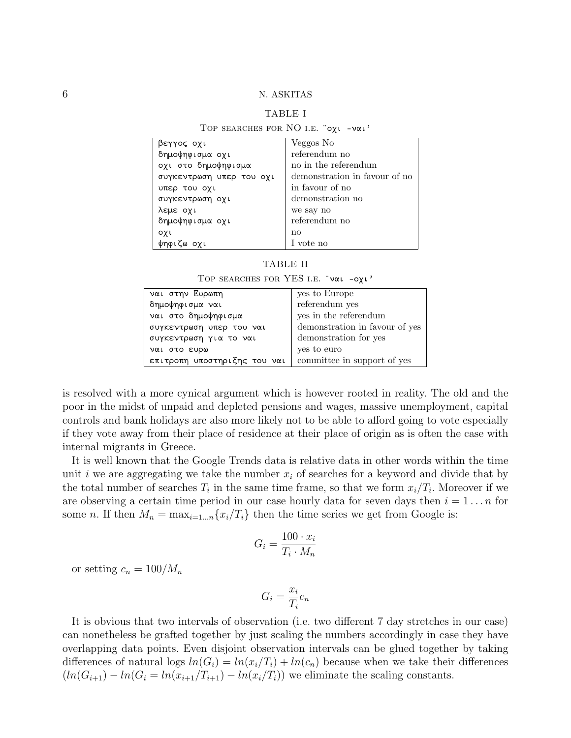TABLE I

Top searches for NO i.e. ¨οχι -ναι'

| | |
|---|---|
| βεγγος οχι | Veggos No |
| δημοψηφισμα οχι | referendum no |
| οχι στο δημοψηφισμα | no in the referendum |
| συγκεντρωση υπερ του οχι | demonstration in favour of no |
| υπερ του οχι | in favour of no |
| συγκεντρωση οχι | demonstration no |
| λεμε οχι | we say no |
| δημοψηφισμα οχι | referendum no |
| οχι | no |
| ψηφιζω οχι | I vote no |

TABLE II

Top searches for YES i.e. ¨ναι -οχι'

| | |
|---|---|
| ναι στην Ευρωπη | yes to Europe |
| δημοψηφισμα ναι | referendum yes |
| ναι στο δημοψηφισμα | yes in the referendum |
| συγκεντρωση υπερ του ναι | demonstration in favour of yes |
| συγκεντρωση για το ναι | demonstration for yes |
| ναι στο ευρω | yes to euro |
| επιτροπη υποστηριξης του ναι | committee in support of yes |

is resolved with a more cynical argument which is however rooted in reality. The old and the poor in the midst of unpaid and depleted pensions and wages, massive unemployment, capital controls and bank holidays are also more likely not to be able to afford going to vote especially if they vote away from their place of residence at their place of origin as is often the case with internal migrants in Greece.

It is well known that the Google Trends data is relative data in other words within the time unit $i$ we are aggregating we take the number $x_i$ of searches for a keyword and divide that by the total number of searches $T_i$ in the same time frame, so that we form $x_i/T_i$. Moreover if we are observing a certain time period in our case hourly data for seven days then $i = 1 \dots n$ for some $n$. If then $M_n = \max_{i=1\dots n}\{x_i/T_i\}$ then the time series we get from Google is:

$$G_i = \frac{100 \cdot x_i}{T_i \cdot M_n}$$

or setting $c_n = 100/M_n$

$$G_i = \frac{x_i}{T_i} c_n$$

It is obvious that two intervals of observation (i.e. two different 7 day stretches in our case) can nonetheless be grafted together by just scaling the numbers accordingly in case they have overlapping data points. Even disjoint observation intervals can be glued together by taking differences of natural logs $ln(G_i) = ln(x_i/T_i) + ln(c_n)$ because when we take their differences $(ln(G_{i+1}) - ln(G_i = ln(x_{i+1}/T_{i+1}) - ln(x_i/T_i))$ we eliminate the scaling constants.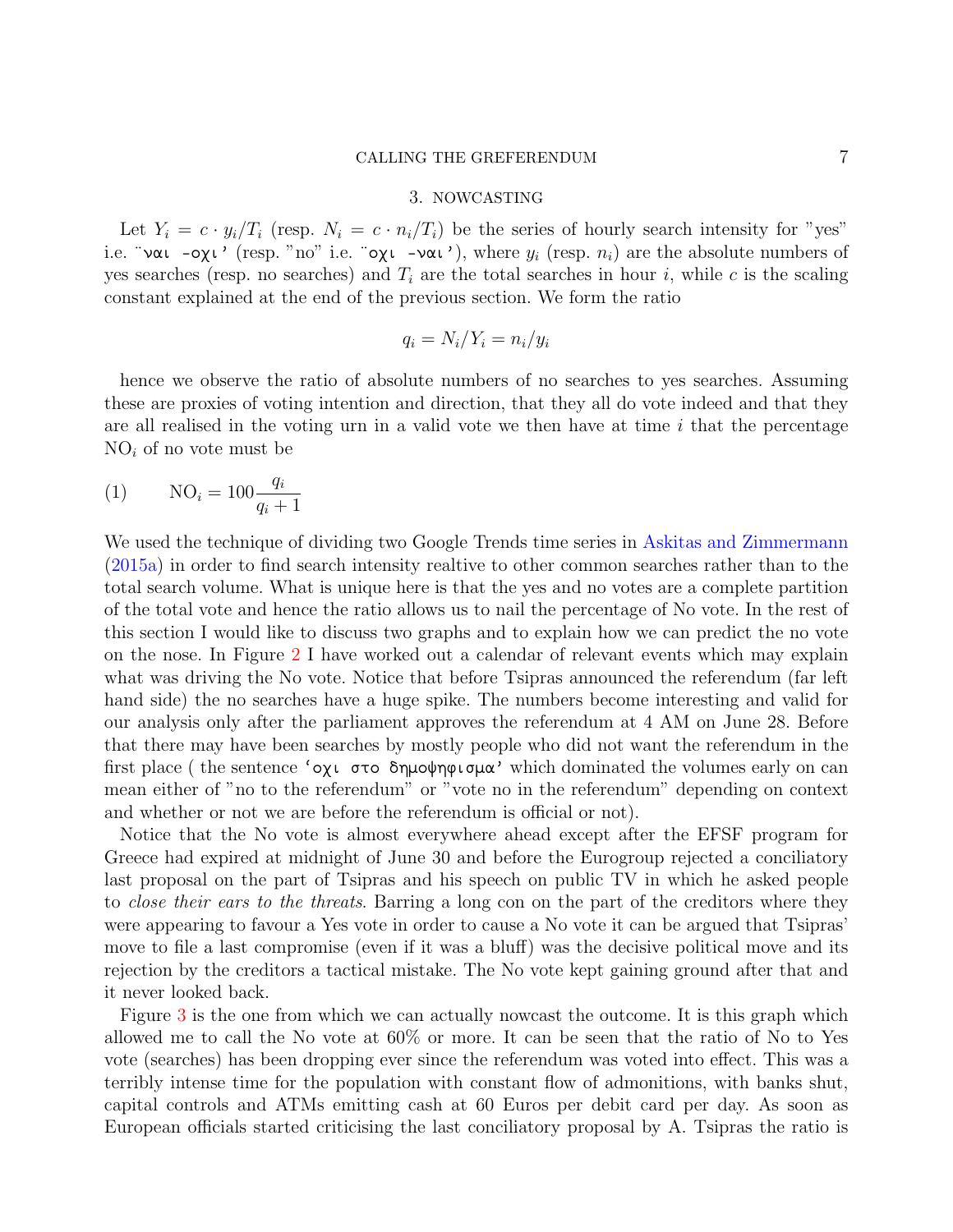## 3. Nowcasting

Let $Y_i = c \cdot y_i/T_i$ (resp. $N_i = c \cdot n_i/T_i$) be the series of hourly search intensity for "yes" i.e. ¨ναι -οχι' (resp. "no" i.e. ¨οχι -ναι'), where $y_i$ (resp. $n_i$) are the absolute numbers of yes searches (resp. no searches) and $T_i$ are the total searches in hour $i$, while $c$ is the scaling constant explained at the end of the previous section. We form the ratio

$$q_i = N_i/Y_i = n_i/y_i$$

hence we observe the ratio of absolute numbers of no searches to yes searches. Assuming these are proxies of voting intention and direction, that they all do vote indeed and that they are all realised in the voting urn in a valid vote we then have at time $i$ that the percentage $\mathrm{NO}_i$ of no vote must be

$$\mathrm{NO}_i = 100 \frac{q_i}{q_i + 1} \tag{1}$$

We used the technique of dividing two Google Trends time series in Askitas and Zimmermann (2015a) in order to find search intensity realtive to other common searches rather than to the total search volume. What is unique here is that the yes and no votes are a complete partition of the total vote and hence the ratio allows us to nail the percentage of No vote. In the rest of this section I would like to discuss two graphs and to explain how we can predict the no vote on the nose. In Figure 2 I have worked out a calendar of relevant events which may explain what was driving the No vote. Notice that before Tsipras announced the referendum (far left hand side) the no searches have a huge spike. The numbers become interesting and valid for our analysis only after the parliament approves the referendum at 4 AM on June 28. Before that there may have been searches by mostly people who did not want the referendum in the first place ( the sentence 'οχι στο δημοψηφισμα' which dominated the volumes early on can mean either of "no to the referendum" or "vote no in the referendum" depending on context and whether or not we are before the referendum is official or not).

Notice that the No vote is almost everywhere ahead except after the EFSF program for Greece had expired at midnight of June 30 and before the Eurogroup rejected a conciliatory last proposal on the part of Tsipras and his speech on public TV in which he asked people to *close their ears to the threats*. Barring a long con on the part of the creditors where they were appearing to favour a Yes vote in order to cause a No vote it can be argued that Tsipras' move to file a last compromise (even if it was a bluff) was the decisive political move and its rejection by the creditors a tactical mistake. The No vote kept gaining ground after that and it never looked back.

Figure 3 is the one from which we can actually nowcast the outcome. It is this graph which allowed me to call the No vote at 60% or more. It can be seen that the ratio of No to Yes vote (searches) has been dropping ever since the referendum was voted into effect. This was a terribly intense time for the population with constant flow of admonitions, with banks shut, capital controls and ATMs emitting cash at 60 Euros per debit card per day. As soon as European officials started criticising the last conciliatory proposal by A. Tsipras the ratio is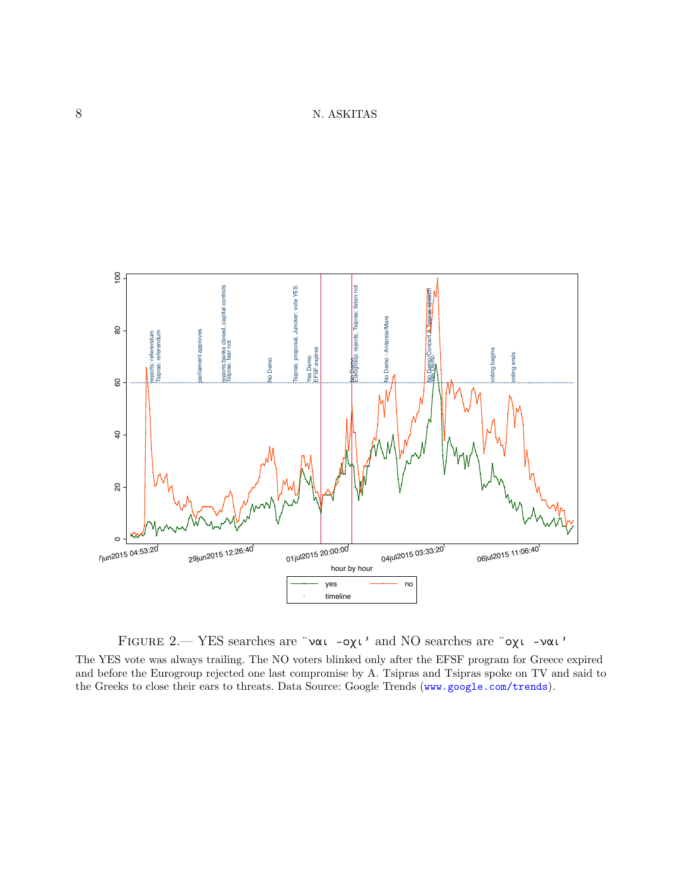FIGURE 2.— YES searches are ¨ναι -οχι' and NO searches are ¨οχι -ναι'

The YES vote was always trailing. The NO voters blinked only after the EFSF program for Greece expired and before the Eurogroup rejected one last compromise by A. Tsipras and Tsipras spoke on TV and said to the Greeks to close their ears to threats. Data Source: Google Trends (www.google.com/trends).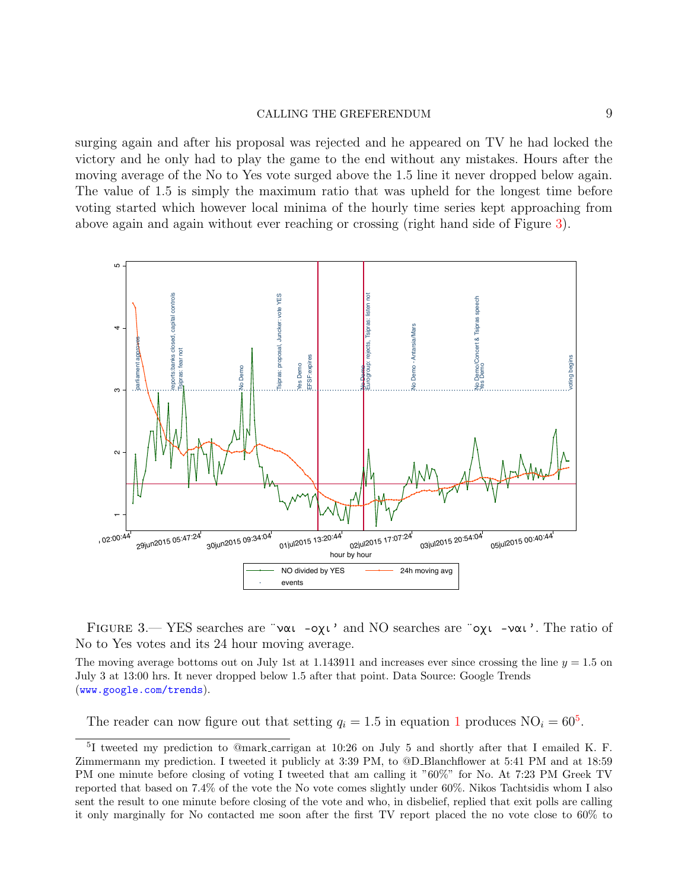surging again and after his proposal was rejected and he appeared on TV he had locked the victory and he only had to play the game to the end without any mistakes. Hours after the moving average of the No to Yes vote surged above the 1.5 line it never dropped below again. The value of 1.5 is simply the maximum ratio that was upheld for the longest time before voting started which however local minima of the hourly time series kept approaching from above again and again without ever reaching or crossing (right hand side of Figure 3).

FIGURE 3.— YES searches are "ναι -οχι" and NO searches are "οχι -ναι". The ratio of No to Yes votes and its 24 hour moving average.

The moving average bottoms out on July 1st at 1.143911 and increases ever since crossing the line $y = 1.5$ on July 3 at 13:00 hrs. It never dropped below 1.5 after that point. Data Source: Google Trends (www.google.com/trends).

The reader can now figure out that setting $q_i = 1.5$ in equation 1 produces $\text{NO}_i = 60$[5].

[5] I tweeted my prediction to @mark_carrigan at 10:26 on July 5 and shortly after that I emailed K. F. Zimmermann my prediction. I tweeted it publicly at 3:39 PM, to @D_Blanchflower at 5:41 PM and at 18:59 PM one minute before closing of voting I tweeted that am calling it "60%" for No. At 7:23 PM Greek TV reported that based on 7.4% of the vote the No vote comes slightly under 60%. Nikos Tachtsidis whom I also sent the result to one minute before closing of the vote and who, in disbelief, replied that exit polls are calling it only marginally for No contacted me soon after the first TV report placed the no vote close to 60% to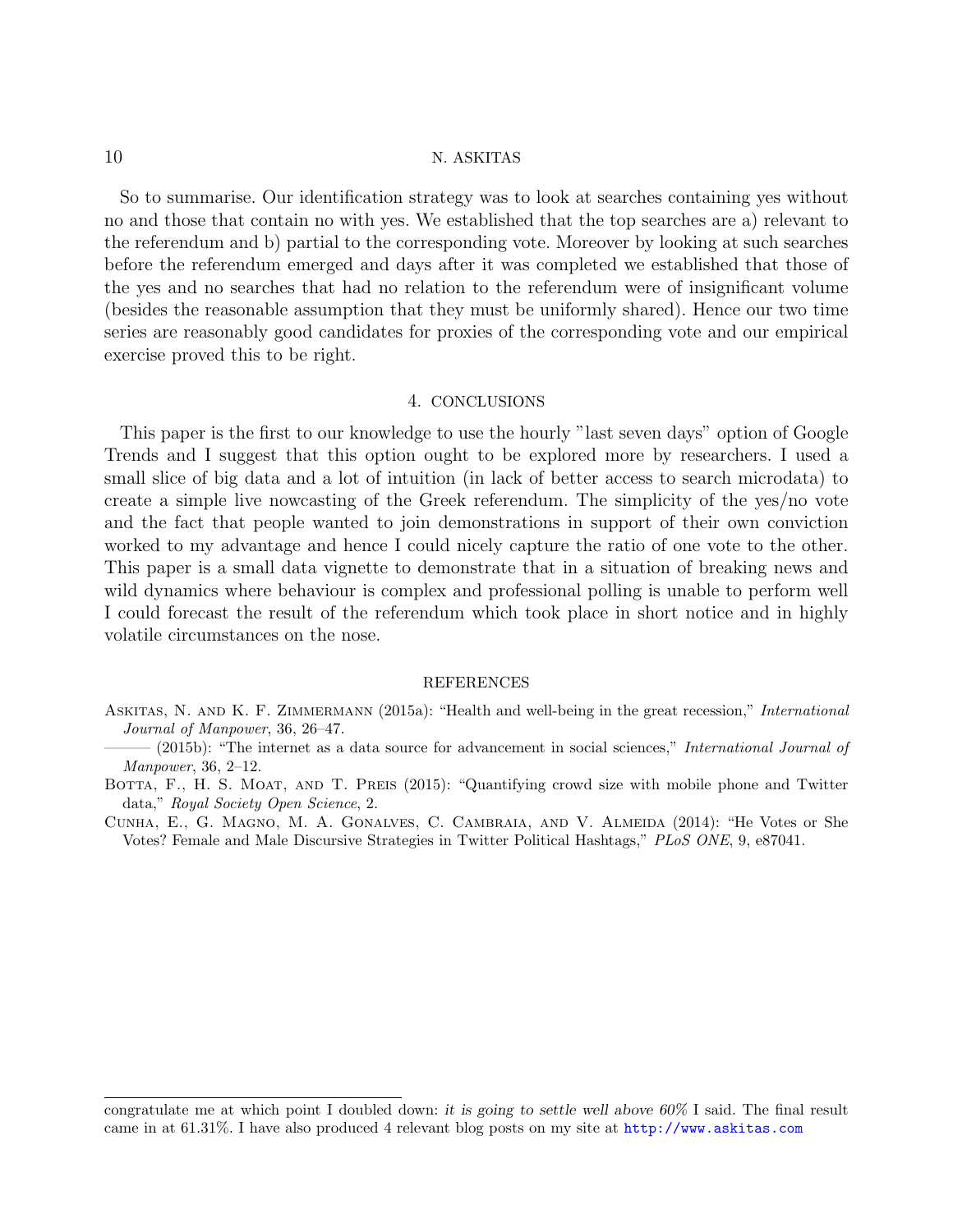So to summarise. Our identification strategy was to look at searches containing yes without no and those that contain no with yes. We established that the top searches are a) relevant to the referendum and b) partial to the corresponding vote. Moreover by looking at such searches before the referendum emerged and days after it was completed we established that those of the yes and no searches that had no relation to the referendum were of insignificant volume (besides the reasonable assumption that they must be uniformly shared). Hence our two time series are reasonably good candidates for proxies of the corresponding vote and our empirical exercise proved this to be right.

## 4. CONCLUSIONS

This paper is the first to our knowledge to use the hourly "last seven days" option of Google Trends and I suggest that this option ought to be explored more by researchers. I used a small slice of big data and a lot of intuition (in lack of better access to search microdata) to create a simple live nowcasting of the Greek referendum. The simplicity of the yes/no vote and the fact that people wanted to join demonstrations in support of their own conviction worked to my advantage and hence I could nicely capture the ratio of one vote to the other. This paper is a small data vignette to demonstrate that in a situation of breaking news and wild dynamics where behaviour is complex and professional polling is unable to perform well I could forecast the result of the referendum which took place in short notice and in highly volatile circumstances on the nose.

## REFERENCES

Askitas, N. and K. F. Zimmermann (2015a): "Health and well-being in the great recession," *International Journal of Manpower*, 36, 26–47.

——— (2015b): "The internet as a data source for advancement in social sciences," *International Journal of Manpower*, 36, 2–12.

Botta, F., H. S. Moat, and T. Preis (2015): "Quantifying crowd size with mobile phone and Twitter data," *Royal Society Open Science*, 2.

Cunha, E., G. Magno, M. A. Gonalves, C. Cambraia, and V. Almeida (2014): "He Votes or She Votes? Female and Male Discursive Strategies in Twitter Political Hashtags," *PLoS ONE*, 9, e87041.

---

congratulate me at which point I doubled down: *it is going to settle well above 60%* I said. The final result came in at 61.31%. I have also produced 4 relevant blog posts on my site at http://www.askitas.com